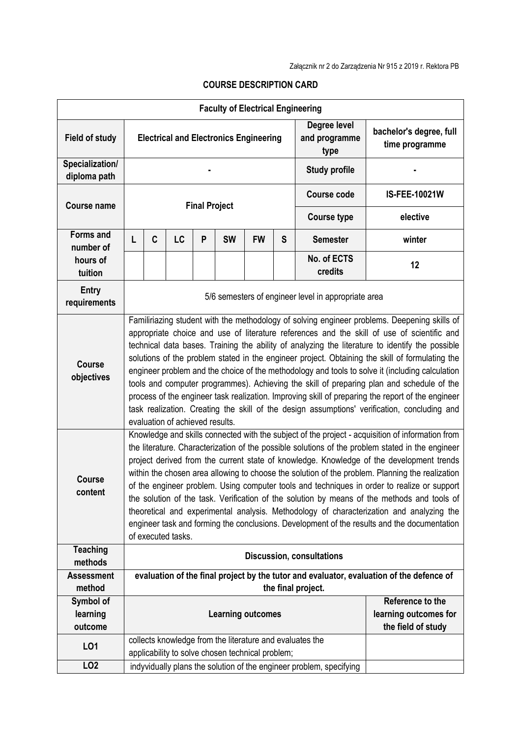Załącznik nr 2 do Zarządzenia Nr 915 z 2019 r. Rektora PB

## COURSE DESCRIPTION CARD

| **Faculty of Electrical Engineering** | | | | | | | | | |
|---|---|---|---|---|---|---|---|---|---|
| **Field of study** | **Electrical and Electronics Engineering** | | | | | | | **Degree level and programme type** | **bachelor's degree, full time programme** |
| **Specialization/ diploma path** | **-** | | | | | | | **Study profile** | **-** |
| **Course name** | **Final Project** | | | | | | | **Course code** | **IS-FEE-10021W** |
| | | | | | | | | **Course type** | **elective** |
| **Forms and number of hours of tuition** | **L** | **C** | **LC** | **P** | **SW** | **FW** | **S** | **Semester** | **winter** |
| | | | | | | | | **No. of ECTS credits** | **12** |
| **Entry requirements** | 5/6 semesters of engineer level in appropriate area | | | | | | | | |
| **Course objectives** | Familiriazing student with the methodology of solving engineer problems. Deepening skills of appropriate choice and use of literature references and the skill of use of scientific and technical data bases. Training the ability of analyzing the literature to identify the possible solutions of the problem stated in the engineer project. Obtaining the skill of formulating the engineer problem and the choice of the methodology and tools to solve it (including calculation tools and computer programmes). Achieving the skill of preparing plan and schedule of the process of the engineer task realization. Improving skill of preparing the report of the engineer task realization. Creating the skill of the design assumptions' verification, concluding and evaluation of achieved results. | | | | | | | | |
| **Course content** | Knowledge and skills connected with the subject of the project - acquisition of information from the literature. Characterization of the possible solutions of the problem stated in the engineer project derived from the current state of knowledge. Knowledge of the development trends within the chosen area allowing to choose the solution of the problem. Planning the realization of the engineer problem. Using computer tools and techniques in order to realize or support the solution of the task. Verification of the solution by means of the methods and tools of theoretical and experimental analysis. Methodology of characterization and analyzing the engineer task and forming the conclusions. Development of the results and the documentation of executed tasks. | | | | | | | | |
| **Teaching methods** | **Discussion, consultations** | | | | | | | | |
| **Assessment method** | **evaluation of the final project by the tutor and evaluator, evaluation of the defence of the final project.** | | | | | | | | |
| **Symbol of learning outcome** | **Learning outcomes** | | | | | | | | **Reference to the learning outcomes for the field of study** |
| **LO1** | collects knowledge from the literature and evaluates the applicability to solve chosen technical problem; | | | | | | | | |
| **LO2** | indyvidually plans the solution of the engineer problem, specifying | | | | | | | | |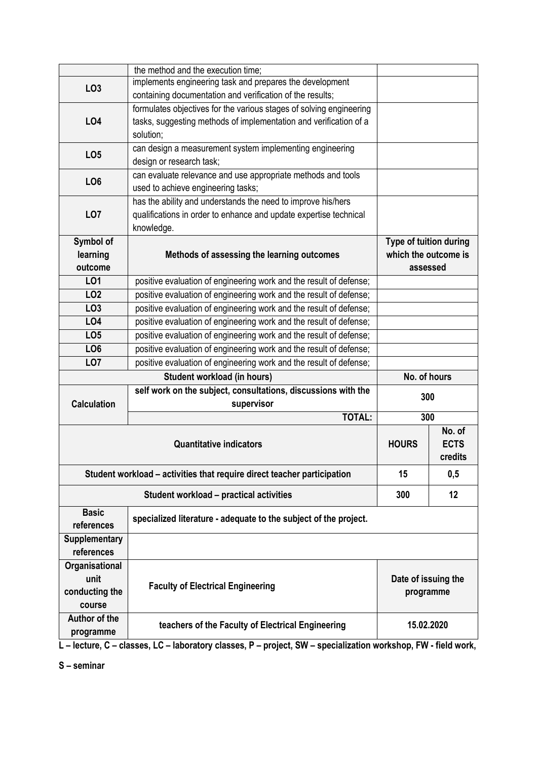| | | | |
|---|---|---|---|
| | the method and the execution time; | | |
| **LO3** | implements engineering task and prepares the development containing documentation and verification of the results; | | |
| **LO4** | formulates objectives for the various stages of solving engineering tasks, suggesting methods of implementation and verification of a solution; | | |
| **LO5** | can design a measurement system implementing engineering design or research task; | | |
| **LO6** | can evaluate relevance and use appropriate methods and tools used to achieve engineering tasks; | | |
| **LO7** | has the ability and understands the need to improve his/hers qualifications in order to enhance and update expertise technical knowledge. | | |
| **Symbol of learning outcome** | **Methods of assessing the learning outcomes** | **Type of tuition during which the outcome is assessed** | |
| **LO1** | positive evaluation of engineering work and the result of defense; | | |
| **LO2** | positive evaluation of engineering work and the result of defense; | | |
| **LO3** | positive evaluation of engineering work and the result of defense; | | |
| **LO4** | positive evaluation of engineering work and the result of defense; | | |
| **LO5** | positive evaluation of engineering work and the result of defense; | | |
| **LO6** | positive evaluation of engineering work and the result of defense; | | |
| **LO7** | positive evaluation of engineering work and the result of defense; | | |
| **Student workload (in hours)** | | **No. of hours** | |
| **Calculation** | **self work on the subject, consultations, discussions with the supervisor** | **300** | |
| | **TOTAL:** | **300** | |
| **Quantitative indicators** | | **HOURS** | **No. of ECTS credits** |
| **Student workload – activities that require direct teacher participation** | | **15** | **0,5** |
| **Student workload – practical activities** | | **300** | **12** |
| **Basic references** | **specialized literature - adequate to the subject of the project.** | | |
| **Supplementary references** | | | |
| **Organisational unit conducting the course** | **Faculty of Electrical Engineering** | **Date of issuing the programme** | |
| **Author of the programme** | **teachers of the Faculty of Electrical Engineering** | **15.02.2020** | |

**L – lecture, C – classes, LC – laboratory classes, P – project, SW – specialization workshop, FW - field work, S – seminar**